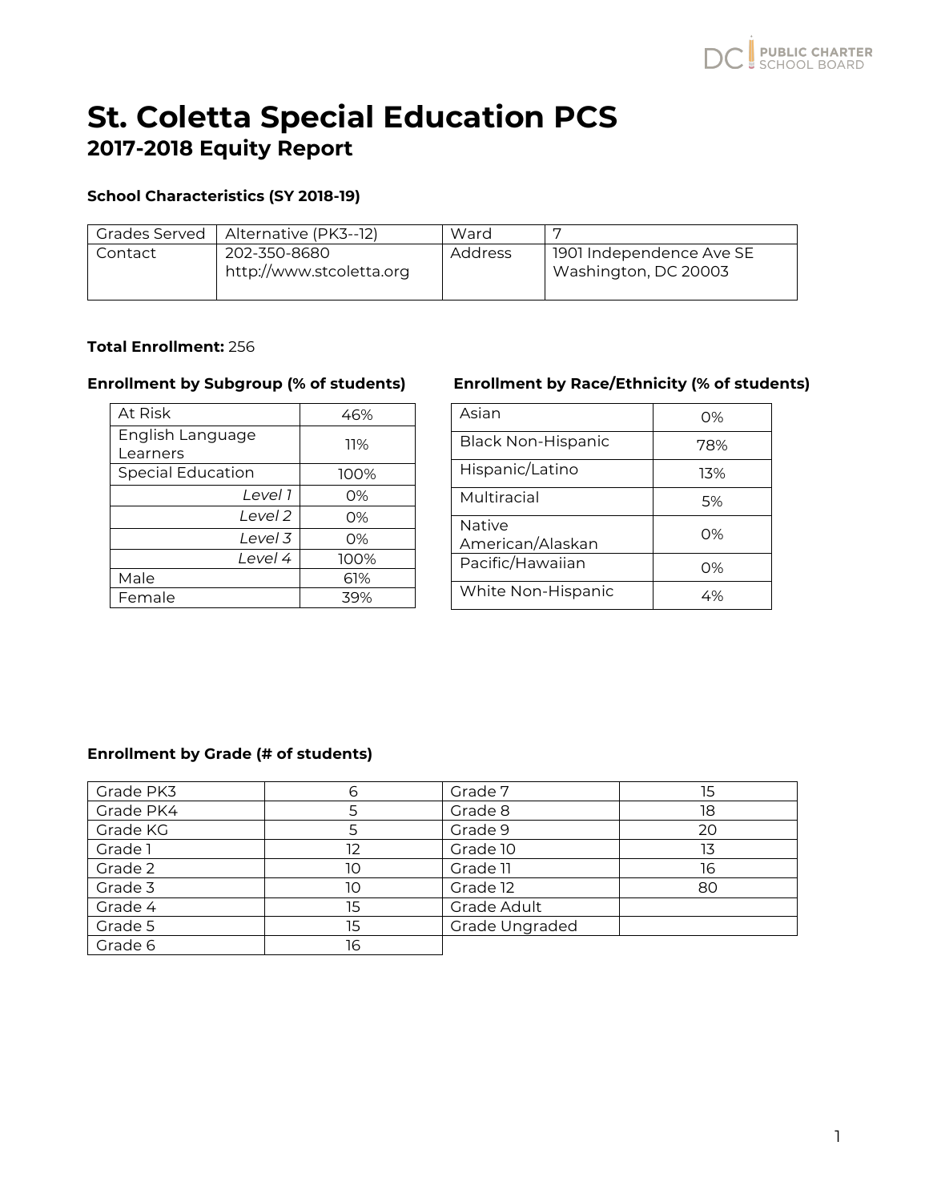# St. Coletta Special Education PCS
## 2017-2018 Equity Report

**School Characteristics (SY 2018-19)**

| Grades Served | Alternative (PK3--12) | Ward | 7 |
|---|---|---|---|
| Contact | 202-350-8680<br>http://www.stcoletta.org | Address | 1901 Independence Ave SE<br>Washington, DC 20003 |

**Total Enrollment:** 256

**Enrollment by Subgroup (% of students)**

| Subgroup | % |
|---|---|
| At Risk | 46% |
| English Language Learners | 11% |
| Special Education | 100% |
| *Level 1* | 0% |
| *Level 2* | 0% |
| *Level 3* | 0% |
| *Level 4* | 100% |
| Male | 61% |
| Female | 39% |

**Enrollment by Race/Ethnicity (% of students)**

| Race/Ethnicity | % |
|---|---|
| Asian | 0% |
| Black Non-Hispanic | 78% |
| Hispanic/Latino | 13% |
| Multiracial | 5% |
| Native American/Alaskan | 0% |
| Pacific/Hawaiian | 0% |
| White Non-Hispanic | 4% |

**Enrollment by Grade (# of students)**

| Grade | # | Grade | # |
|---|---|---|---|
| Grade PK3 | 6 | Grade 7 | 15 |
| Grade PK4 | 5 | Grade 8 | 18 |
| Grade KG | 5 | Grade 9 | 20 |
| Grade 1 | 12 | Grade 10 | 13 |
| Grade 2 | 10 | Grade 11 | 16 |
| Grade 3 | 10 | Grade 12 | 80 |
| Grade 4 | 15 | Grade Adult | |
| Grade 5 | 15 | Grade Ungraded | |
| Grade 6 | 16 | | |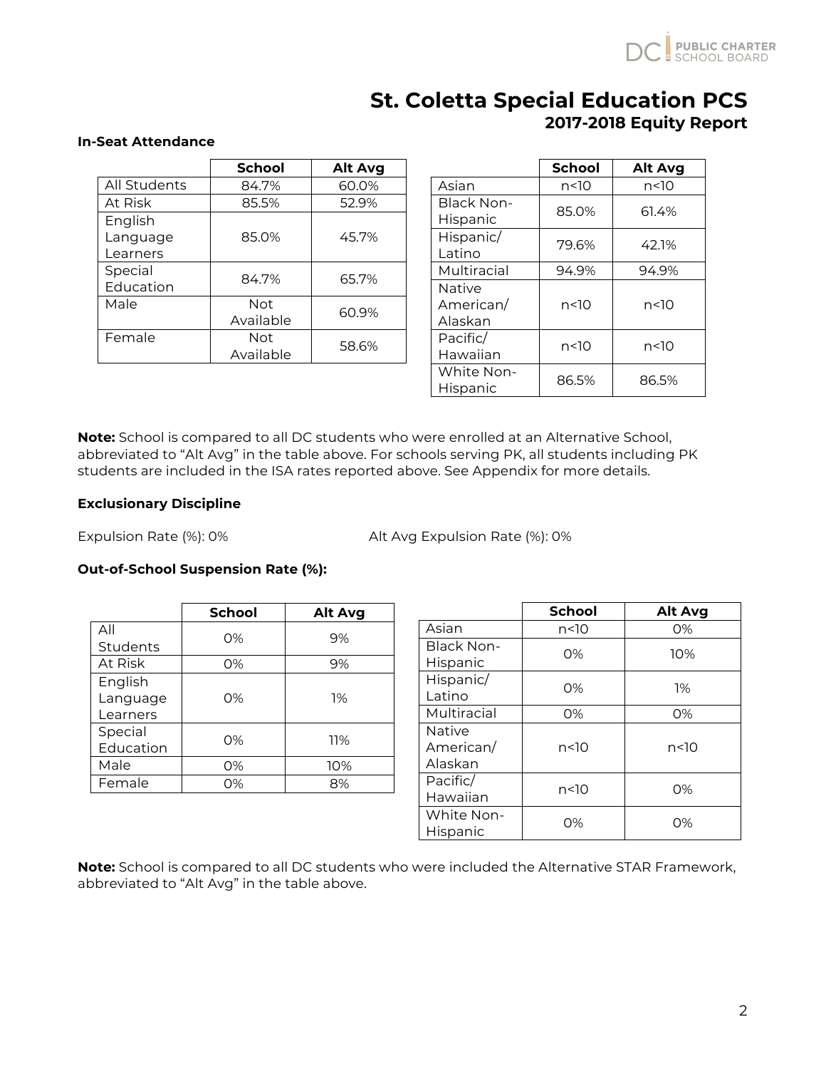# St. Coletta Special Education PCS
## 2017-2018 Equity Report

### In-Seat Attendance

| | School | Alt Avg |
|---|---|---|
| All Students | 84.7% | 60.0% |
| At Risk | 85.5% | 52.9% |
| English Language Learners | 85.0% | 45.7% |
| Special Education | 84.7% | 65.7% |
| Male | Not Available | 60.9% |
| Female | Not Available | 58.6% |

| | School | Alt Avg |
|---|---|---|
| Asian | n<10 | n<10 |
| Black Non-Hispanic | 85.0% | 61.4% |
| Hispanic/ Latino | 79.6% | 42.1% |
| Multiracial | 94.9% | 94.9% |
| Native American/ Alaskan | n<10 | n<10 |
| Pacific/ Hawaiian | n<10 | n<10 |
| White Non-Hispanic | 86.5% | 86.5% |

**Note:** School is compared to all DC students who were enrolled at an Alternative School, abbreviated to "Alt Avg" in the table above. For schools serving PK, all students including PK students are included in the ISA rates reported above. See Appendix for more details.

### Exclusionary Discipline

Expulsion Rate (%): 0%

Alt Avg Expulsion Rate (%): 0%

### Out-of-School Suspension Rate (%):

| | School | Alt Avg |
|---|---|---|
| All Students | 0% | 9% |
| At Risk | 0% | 9% |
| English Language Learners | 0% | 1% |
| Special Education | 0% | 11% |
| Male | 0% | 10% |
| Female | 0% | 8% |

| | School | Alt Avg |
|---|---|---|
| Asian | n<10 | 0% |
| Black Non-Hispanic | 0% | 10% |
| Hispanic/ Latino | 0% | 1% |
| Multiracial | 0% | 0% |
| Native American/ Alaskan | n<10 | n<10 |
| Pacific/ Hawaiian | n<10 | 0% |
| White Non-Hispanic | 0% | 0% |

**Note:** School is compared to all DC students who were included the Alternative STAR Framework, abbreviated to "Alt Avg" in the table above.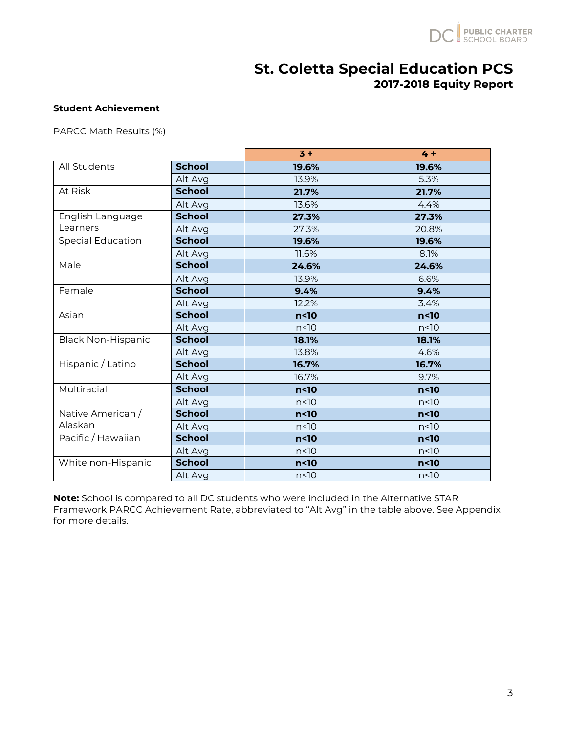# St. Coletta Special Education PCS
## 2017-2018 Equity Report

**Student Achievement**

PARCC Math Results (%)

| | | 3 + | 4 + |
|---|---|---|---|
| All Students | **School** | **19.6%** | **19.6%** |
| | Alt Avg | 13.9% | 5.3% |
| At Risk | **School** | **21.7%** | **21.7%** |
| | Alt Avg | 13.6% | 4.4% |
| English Language Learners | **School** | **27.3%** | **27.3%** |
| | Alt Avg | 27.3% | 20.8% |
| Special Education | **School** | **19.6%** | **19.6%** |
| | Alt Avg | 11.6% | 8.1% |
| Male | **School** | **24.6%** | **24.6%** |
| | Alt Avg | 13.9% | 6.6% |
| Female | **School** | **9.4%** | **9.4%** |
| | Alt Avg | 12.2% | 3.4% |
| Asian | **School** | **n<10** | **n<10** |
| | Alt Avg | n<10 | n<10 |
| Black Non-Hispanic | **School** | **18.1%** | **18.1%** |
| | Alt Avg | 13.8% | 4.6% |
| Hispanic / Latino | **School** | **16.7%** | **16.7%** |
| | Alt Avg | 16.7% | 9.7% |
| Multiracial | **School** | **n<10** | **n<10** |
| | Alt Avg | n<10 | n<10 |
| Native American / Alaskan | **School** | **n<10** | **n<10** |
| | Alt Avg | n<10 | n<10 |
| Pacific / Hawaiian | **School** | **n<10** | **n<10** |
| | Alt Avg | n<10 | n<10 |
| White non-Hispanic | **School** | **n<10** | **n<10** |
| | Alt Avg | n<10 | n<10 |

**Note:** School is compared to all DC students who were included in the Alternative STAR Framework PARCC Achievement Rate, abbreviated to "Alt Avg" in the table above. See Appendix for more details.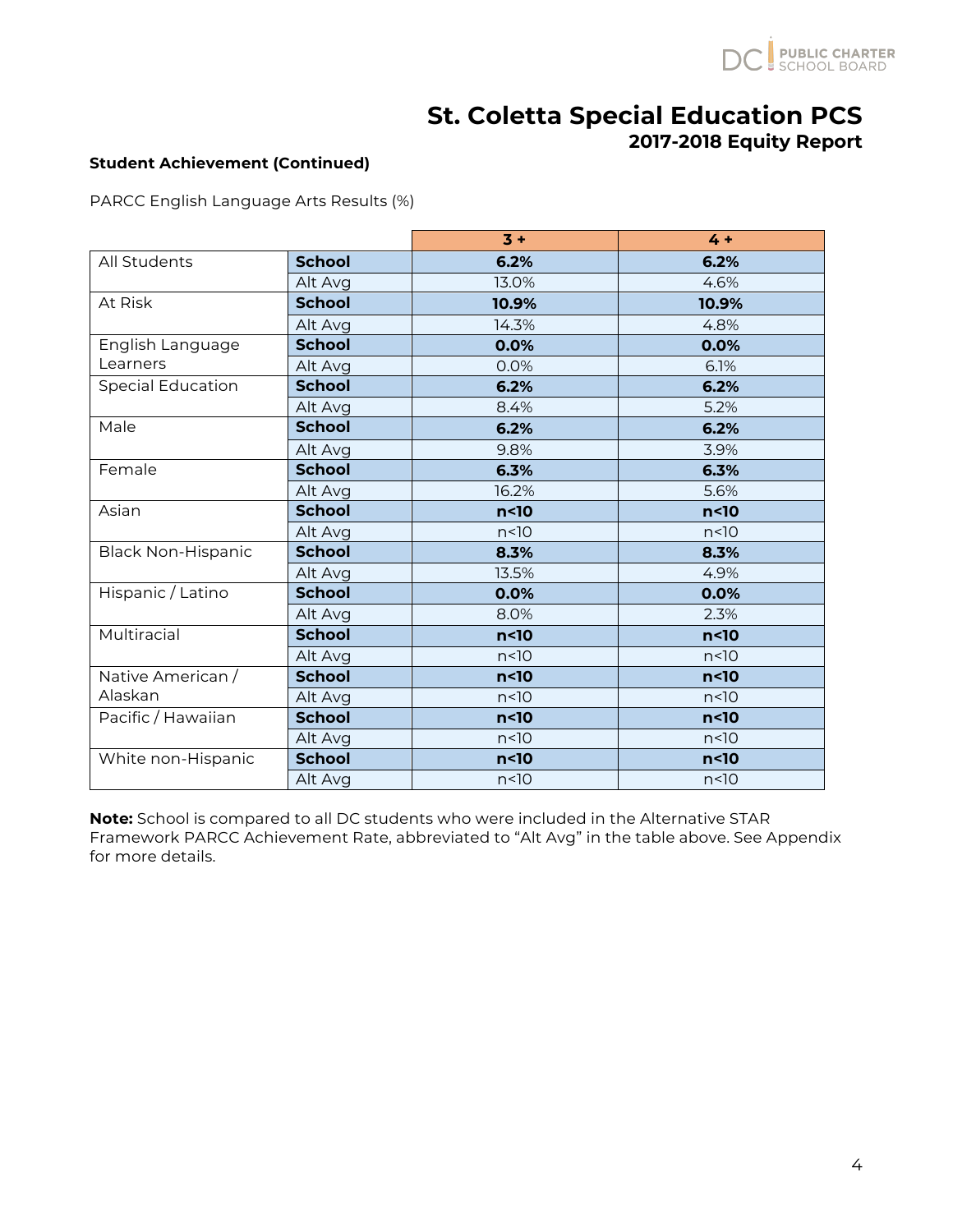# St. Coletta Special Education PCS

## 2017-2018 Equity Report

**Student Achievement (Continued)**

PARCC English Language Arts Results (%)

| | | 3 + | 4 + |
|---|---|---|---|
| All Students | **School** | **6.2%** | **6.2%** |
| | Alt Avg | 13.0% | 4.6% |
| At Risk | **School** | **10.9%** | **10.9%** |
| | Alt Avg | 14.3% | 4.8% |
| English Language Learners | **School** | **0.0%** | **0.0%** |
| | Alt Avg | 0.0% | 6.1% |
| Special Education | **School** | **6.2%** | **6.2%** |
| | Alt Avg | 8.4% | 5.2% |
| Male | **School** | **6.2%** | **6.2%** |
| | Alt Avg | 9.8% | 3.9% |
| Female | **School** | **6.3%** | **6.3%** |
| | Alt Avg | 16.2% | 5.6% |
| Asian | **School** | **n<10** | **n<10** |
| | Alt Avg | n<10 | n<10 |
| Black Non-Hispanic | **School** | **8.3%** | **8.3%** |
| | Alt Avg | 13.5% | 4.9% |
| Hispanic / Latino | **School** | **0.0%** | **0.0%** |
| | Alt Avg | 8.0% | 2.3% |
| Multiracial | **School** | **n<10** | **n<10** |
| | Alt Avg | n<10 | n<10 |
| Native American / Alaskan | **School** | **n<10** | **n<10** |
| | Alt Avg | n<10 | n<10 |
| Pacific / Hawaiian | **School** | **n<10** | **n<10** |
| | Alt Avg | n<10 | n<10 |
| White non-Hispanic | **School** | **n<10** | **n<10** |
| | Alt Avg | n<10 | n<10 |

**Note:** School is compared to all DC students who were included in the Alternative STAR Framework PARCC Achievement Rate, abbreviated to "Alt Avg" in the table above. See Appendix for more details.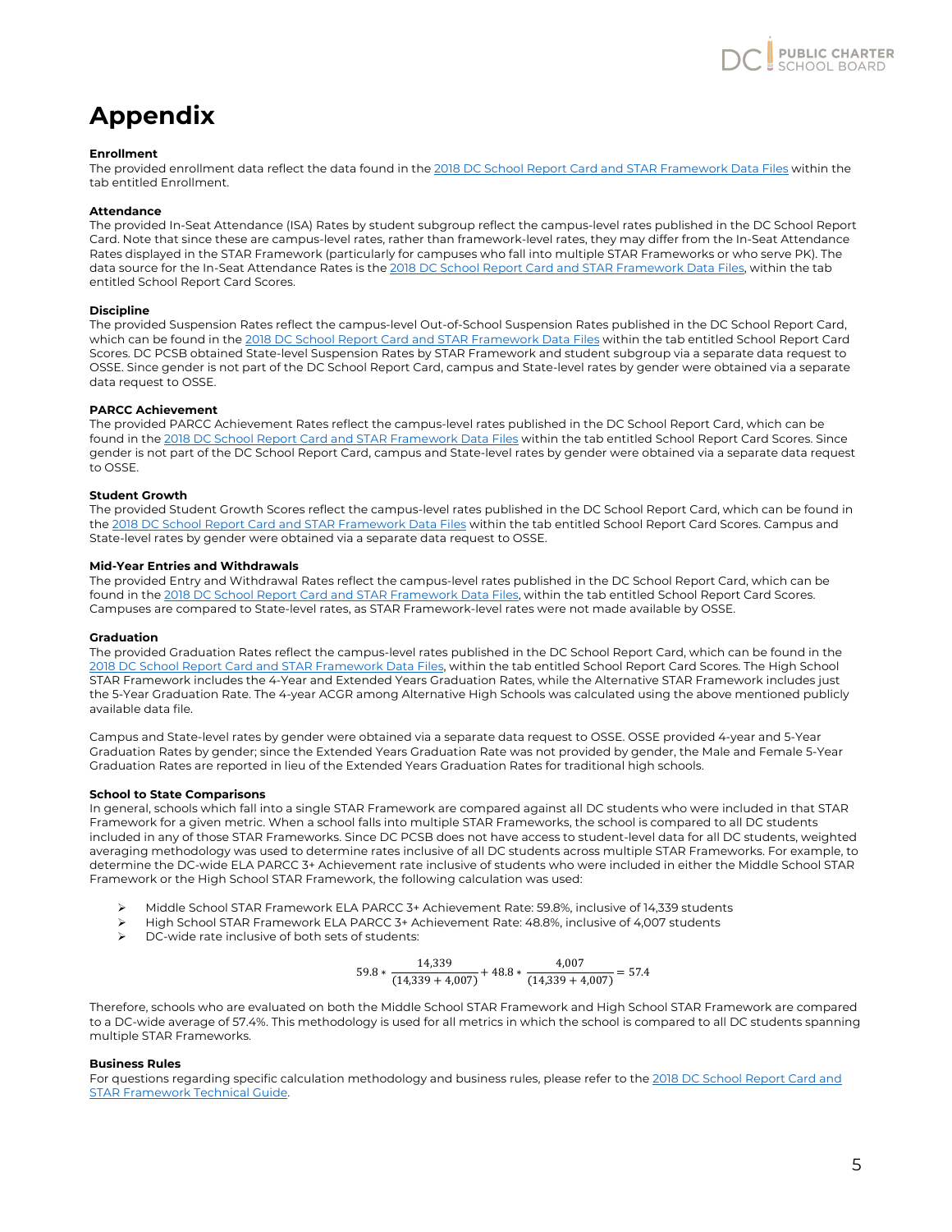# Appendix

**Enrollment**

The provided enrollment data reflect the data found in the 2018 DC School Report Card and STAR Framework Data Files within the tab entitled Enrollment.

**Attendance**

The provided In-Seat Attendance (ISA) Rates by student subgroup reflect the campus-level rates published in the DC School Report Card. Note that since these are campus-level rates, rather than framework-level rates, they may differ from the In-Seat Attendance Rates displayed in the STAR Framework (particularly for campuses who fall into multiple STAR Frameworks or who serve PK). The data source for the In-Seat Attendance Rates is the 2018 DC School Report Card and STAR Framework Data Files, within the tab entitled School Report Card Scores.

**Discipline**

The provided Suspension Rates reflect the campus-level Out-of-School Suspension Rates published in the DC School Report Card, which can be found in the 2018 DC School Report Card and STAR Framework Data Files within the tab entitled School Report Card Scores. DC PCSB obtained State-level Suspension Rates by STAR Framework and student subgroup via a separate data request to OSSE. Since gender is not part of the DC School Report Card, campus and State-level rates by gender were obtained via a separate data request to OSSE.

**PARCC Achievement**

The provided PARCC Achievement Rates reflect the campus-level rates published in the DC School Report Card, which can be found in the 2018 DC School Report Card and STAR Framework Data Files within the tab entitled School Report Card Scores. Since gender is not part of the DC School Report Card, campus and State-level rates by gender were obtained via a separate data request to OSSE.

**Student Growth**

The provided Student Growth Scores reflect the campus-level rates published in the DC School Report Card, which can be found in the 2018 DC School Report Card and STAR Framework Data Files within the tab entitled School Report Card Scores. Campus and State-level rates by gender were obtained via a separate data request to OSSE.

**Mid-Year Entries and Withdrawals**

The provided Entry and Withdrawal Rates reflect the campus-level rates published in the DC School Report Card, which can be found in the 2018 DC School Report Card and STAR Framework Data Files, within the tab entitled School Report Card Scores. Campuses are compared to State-level rates, as STAR Framework-level rates were not made available by OSSE.

**Graduation**

The provided Graduation Rates reflect the campus-level rates published in the DC School Report Card, which can be found in the 2018 DC School Report Card and STAR Framework Data Files, within the tab entitled School Report Card Scores. The High School STAR Framework includes the 4-Year and Extended Years Graduation Rates, while the Alternative STAR Framework includes just the 5-Year Graduation Rate. The 4-year ACGR among Alternative High Schools was calculated using the above mentioned publicly available data file.

Campus and State-level rates by gender were obtained via a separate data request to OSSE. OSSE provided 4-year and 5-Year Graduation Rates by gender; since the Extended Years Graduation Rate was not provided by gender, the Male and Female 5-Year Graduation Rates are reported in lieu of the Extended Years Graduation Rates for traditional high schools.

**School to State Comparisons**

In general, schools which fall into a single STAR Framework are compared against all DC students who were included in that STAR Framework for a given metric. When a school falls into multiple STAR Frameworks, the school is compared to all DC students included in any of those STAR Frameworks. Since DC PCSB does not have access to student-level data for all DC students, weighted averaging methodology was used to determine rates inclusive of all DC students across multiple STAR Frameworks. For example, to determine the DC-wide ELA PARCC 3+ Achievement rate inclusive of students who were included in either the Middle School STAR Framework or the High School STAR Framework, the following calculation was used:

- Middle School STAR Framework ELA PARCC 3+ Achievement Rate: 59.8%, inclusive of 14,339 students
- High School STAR Framework ELA PARCC 3+ Achievement Rate: 48.8%, inclusive of 4,007 students
- DC-wide rate inclusive of both sets of students:

$$59.8 * \frac{14{,}339}{(14{,}339 + 4{,}007)} + 48.8 * \frac{4{,}007}{(14{,}339 + 4{,}007)} = 57.4$$

Therefore, schools who are evaluated on both the Middle School STAR Framework and High School STAR Framework are compared to a DC-wide average of 57.4%. This methodology is used for all metrics in which the school is compared to all DC students spanning multiple STAR Frameworks.

**Business Rules**

For questions regarding specific calculation methodology and business rules, please refer to the 2018 DC School Report Card and STAR Framework Technical Guide.